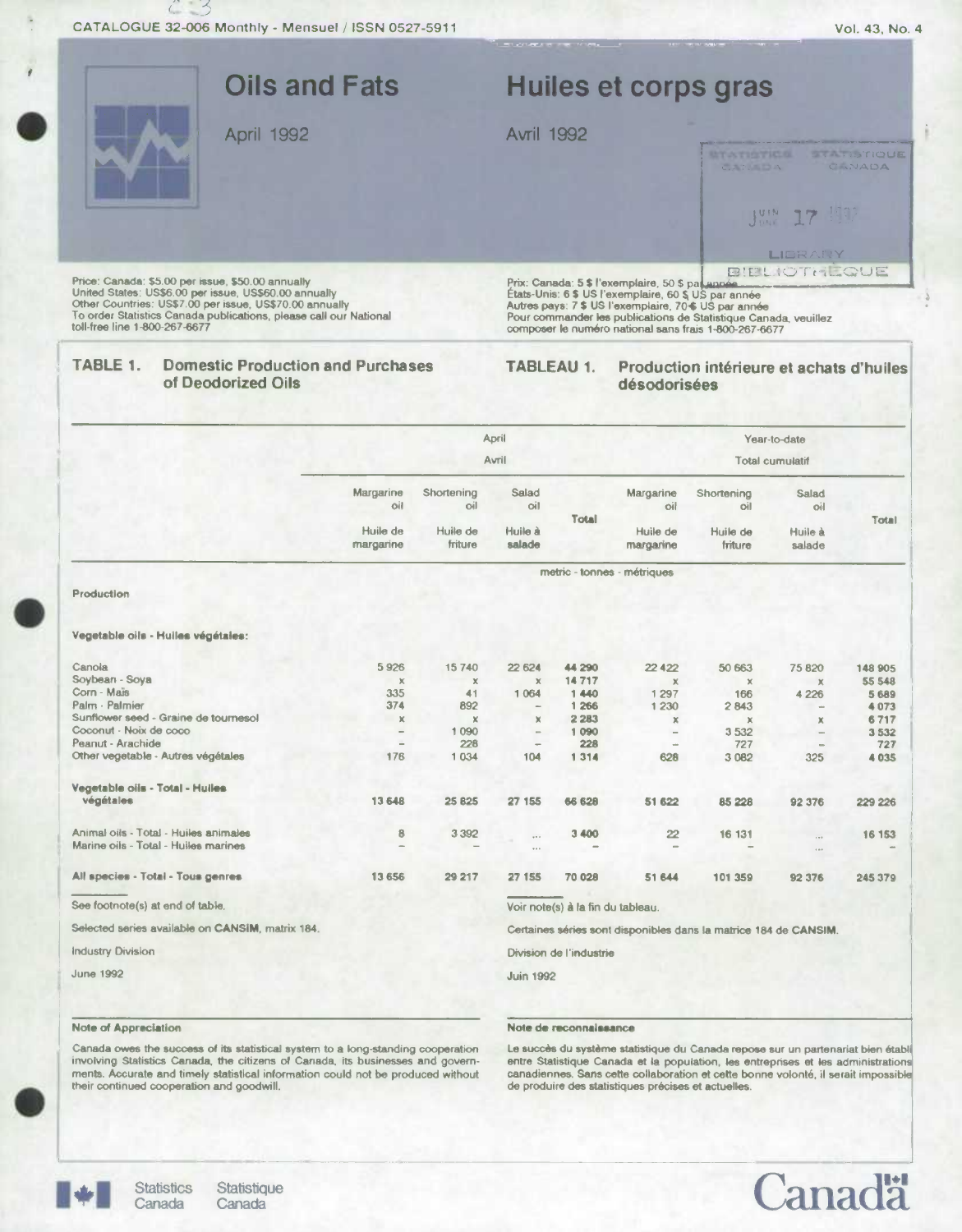CATALOGUE 32-006 Monthly - Mensuel / ISSN 0527-5911

# Oils and Fats

# Huiles et corps gras

April 1992

Avril 1992

STATISTICS CANADA / STATISTIQUE CANADA
JUIN JUNE 17 1992
LIBRARY / BIBLIOTHÈQUE

Price: Canada: $5.00 per issue, $50.00 annually
United States: US$6.00 per issue, US$60.00 annually
Other Countries: US$7.00 per issue, US$70.00 annually
To order Statistics Canada publications, please call our National toll-free line 1-800-267-6677

Prix: Canada: 5 $ l'exemplaire, 50 $ par année
États-Unis: 6 $ US l'exemplaire, 60 $ US par année
Autres pays: 7 $ US l'exemplaire, 70 $ US par année
Pour commander les publications de Statistique Canada, veuillez composer le numéro national sans frais 1-800-267-6677

## TABLE 1. Domestic Production and Purchases of Deodorized Oils

## TABLEAU 1. Production intérieure et achats d'huiles désodorisées

| | April / Avril | | | | Year-to-date / Total cumulatif | | | |
|---|---|---|---|---|---|---|---|---|
| | Margarine oil / Huile de margarine | Shortening oil / Huile de friture | Salad oil / Huile à salade | Total | Margarine oil / Huile de margarine | Shortening oil / Huile de friture | Salad oil / Huile à salade | Total |
| | metric - tonnes - métriques | | | | | | | |
| **Production** | | | | | | | | |
| **Vegetable oils - Huiles végétales:** | | | | | | | | |
| Canola | 5 926 | 15 740 | 22 624 | **44 290** | 22 422 | 50 663 | 75 820 | **148 905** |
| Soybean - Soya | x | x | x | **14 717** | x | x | x | **55 548** |
| Corn - Maïs | 335 | 41 | 1 064 | **1 440** | 1 297 | 166 | 4 226 | **5 689** |
| Palm - Palmier | 374 | 892 | – | **1 266** | 1 230 | 2 843 | – | **4 073** |
| Sunflower seed - Graine de tournesol | x | x | x | **2 283** | x | x | x | **6 717** |
| Coconut - Noix de coco | – | 1 090 | – | **1 090** | – | 3 532 | – | **3 532** |
| Peanut - Arachide | – | 228 | – | **228** | – | 727 | – | **727** |
| Other vegetable - Autres végétales | 176 | 1 034 | 104 | **1 314** | 628 | 3 082 | 325 | **4 035** |
| **Vegetable oils - Total - Huiles végétales** | **13 648** | **25 825** | **27 155** | **66 628** | **51 622** | **85 228** | **92 376** | **229 226** |
| Animal oils - Total - Huiles animales | 8 | 3 392 | ... | **3 400** | 22 | 16 131 | ... | **16 153** |
| Marine oils - Total - Huiles marines | – | – | ... | – | – | – | ... | – |
| **All species - Total - Tous genres** | **13 656** | **29 217** | **27 155** | **70 028** | **51 644** | **101 359** | **92 376** | **245 379** |

See footnote(s) at end of table.

Voir note(s) à la fin du tableau.

Selected series available on **CANSIM**, matrix 184.

Certaines séries sont disponibles dans la matrice 184 de **CANSIM**.

Industry Division

Division de l'industrie

June 1992

Juin 1992

**Note of Appreciation**

Canada owes the success of its statistical system to a long-standing cooperation involving Statistics Canada, the citizens of Canada, its businesses and governments. Accurate and timely statistical information could not be produced without their continued cooperation and goodwill.

**Note de reconnaissance**

Le succès du système statistique du Canada repose sur un partenariat bien établi entre Statistique Canada et la population, les entreprises et les administrations canadiennes. Sans cette collaboration et cette bonne volonté, il serait impossible de produire des statistiques précises et actuelles.

Statistics Canada / Statistique Canada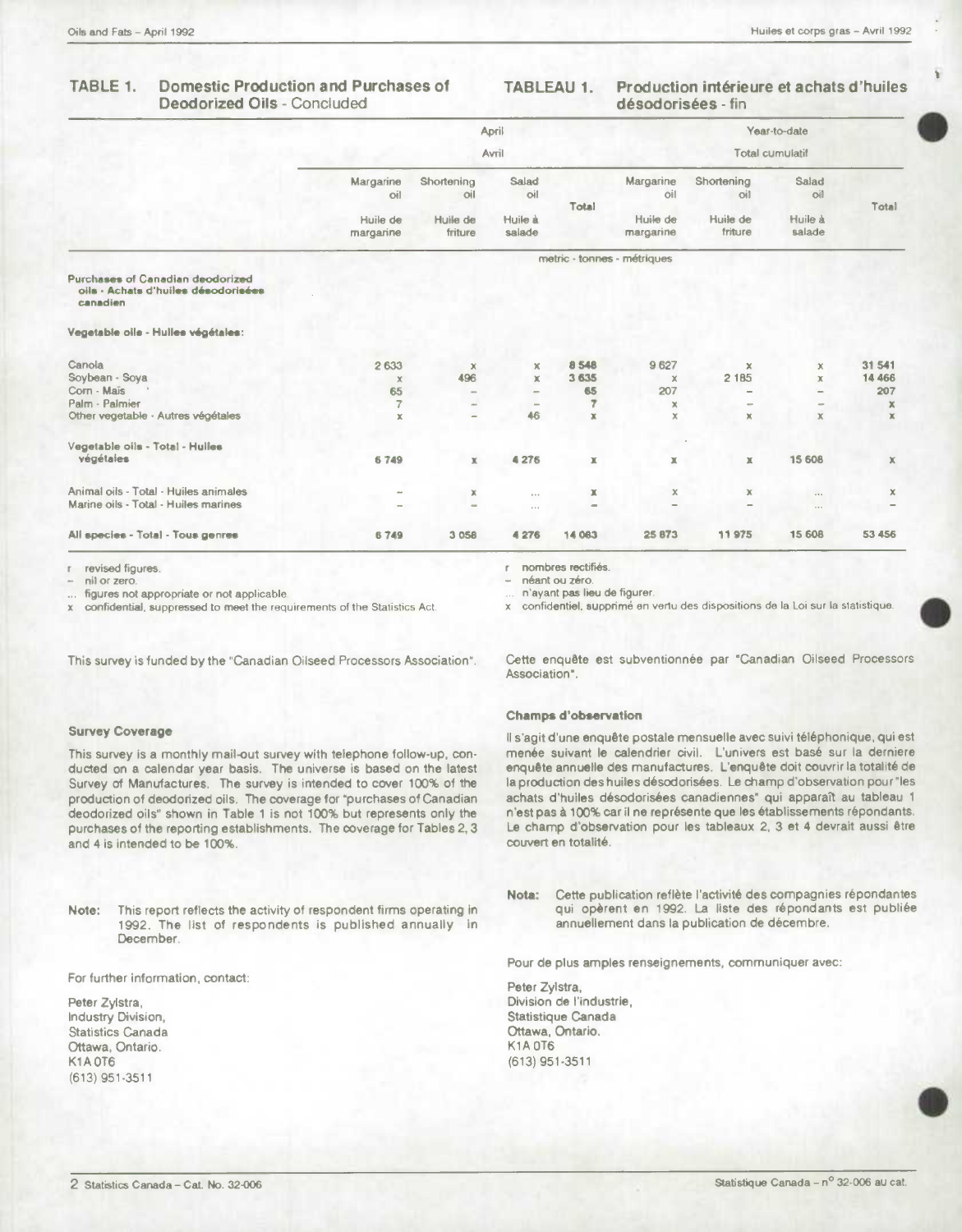## TABLE 1. Domestic Production and Purchases of Deodorized Oils - Concluded

## TABLEAU 1. Production intérieure et achats d'huiles désodorisées - fin

| | April / Avril | | | | Year-to-date / Total cumulatif | | | |
|---|---|---|---|---|---|---|---|---|
| | Margarine oil / Huile de margarine | Shortening oil / Huile de friture | Salad oil / Huile à salade | Total | Margarine oil / Huile de margarine | Shortening oil / Huile de friture | Salad oil / Huile à salade | Total |
| | metric - tonnes - métriques | | | | | | | |
| **Purchases of Canadian deodorized oils - Achats d'huiles désodorisées canadien** | | | | | | | | |
| **Vegetable oils - Huiles végétales:** | | | | | | | | |
| Canola | 2 633 | x | x | 8 548 | 9 627 | x | x | 31 541 |
| Soybean - Soya | x | 496 | x | 3 635 | x | 2 185 | x | 14 466 |
| Corn - Maïs | 65 | – | – | 65 | 207 | – | – | 207 |
| Palm - Palmier | 7 | – | – | 7 | x | – | – | x |
| Other vegetable - Autres végétales | x | – | 46 | x | x | x | x | x |
| **Vegetable oils - Total - Huiles végétales** | 6 749 | x | 4 276 | x | x | x | 15 608 | x |
| Animal oils - Total - Huiles animales | – | x | ... | x | x | x | ... | x |
| Marine oils - Total - Huiles marines | – | – | ... | – | – | – | ... | – |
| **All species - Total - Tous genres** | 6 749 | 3 058 | 4 276 | 14 063 | 25 873 | 11 975 | 15 608 | 53 456 |

r revised figures.
– nil or zero.
... figures not appropriate or not applicable.
x confidential, suppressed to meet the requirements of the Statistics Act.

r nombres rectifiés.
– néant ou zéro.
... n'ayant pas lieu de figurer.
x confidentiel, supprimé en vertu des dispositions de la Loi sur la statistique.

This survey is funded by the "Canadian Oilseed Processors Association".

### Survey Coverage

This survey is a monthly mail-out survey with telephone follow-up, conducted on a calendar year basis. The universe is based on the latest Survey of Manufactures. The survey is intended to cover 100% of the production of deodorized oils. The coverage for "purchases of Canadian deodorized oils" shown in Table 1 is not 100% but represents only the purchases of the reporting establishments. The coverage for Tables 2, 3 and 4 is intended to be 100%.

**Note:** This report reflects the activity of respondent firms operating in 1992. The list of respondents is published annually in December.

For further information, contact:

Peter Zylstra,
Industry Division,
Statistics Canada
Ottawa, Ontario.
K1A 0T6
(613) 951-3511

Cette enquête est subventionnée par "Canadian Oilseed Processors Association".

### Champs d'observation

Il s'agit d'une enquête postale mensuelle avec suivi téléphonique, qui est menée suivant le calendrier civil. L'univers est basé sur la derniere enquête annuelle des manufactures. L'enquête doit couvrir la totalité de la production des huiles désodorisées. Le champ d'observation pour "les achats d'huiles désodorisées canadiennes" qui apparaît au tableau 1 n'est pas à 100% car il ne représente que les établissements répondants. Le champ d'observation pour les tableaux 2, 3 et 4 devrait aussi être couvert en totalité.

**Nota:** Cette publication reflète l'activité des compagnies répondantes qui opèrent en 1992. La liste des répondants est publiée annuellement dans la publication de décembre.

Pour de plus amples renseignements, communiquer avec:

Peter Zylstra,
Division de l'industrie,
Statistique Canada
Ottawa, Ontario.
K1A 0T6
(613) 951-3511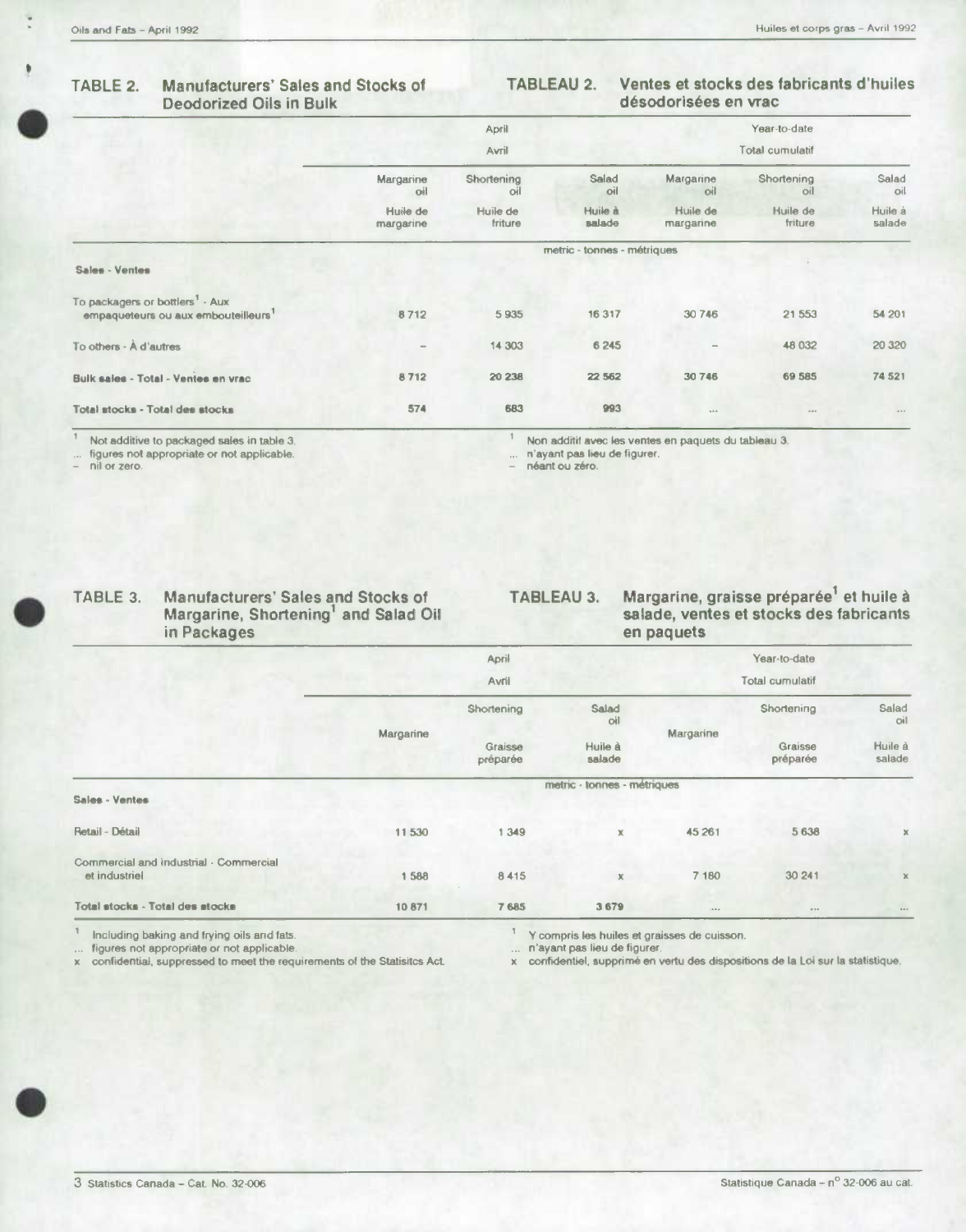## TABLE 2. Manufacturers' Sales and Stocks of Deodorized Oils in Bulk

## TABLEAU 2. Ventes et stocks des fabricants d'huiles désodorisées en vrac

| | April | | | Year-to-date | | |
|---|---|---|---|---|---|---|
| | Avril | | | Total cumulatif | | |
| | Margarine oil | Shortening oil | Salad oil | Margarine oil | Shortening oil | Salad oil |
| | Huile de margarine | Huile de friture | Huile à salade | Huile de margarine | Huile de friture | Huile à salade |
| | metric - tonnes - métriques | | | | | |
| **Sales - Ventes** | | | | | | |
| To packagers or bottlers[1] - Aux empaqueteurs ou aux embouteilleurs[1] | 8 712 | 5 935 | 16 317 | 30 746 | 21 553 | 54 201 |
| To others - À d'autres | – | 14 303 | 6 245 | – | 48 032 | 20 320 |
| **Bulk sales - Total - Ventes en vrac** | 8 712 | 20 238 | 22 562 | 30 746 | 69 585 | 74 521 |
| **Total stocks - Total des stocks** | 574 | 683 | 993 | ... | ... | ... |

[1] Not additive to packaged sales in table 3.
... figures not appropriate or not applicable.
– nil or zero.

[1] Non additif avec les ventes en paquets du tableau 3.
... n'ayant pas lieu de figurer.
– néant ou zéro.

## TABLE 3. Manufacturers' Sales and Stocks of Margarine, Shortening[1] and Salad Oil in Packages

## TABLEAU 3. Margarine, graisse préparée[1] et huile à salade, ventes et stocks des fabricants en paquets

| | April | | | Year-to-date | | |
|---|---|---|---|---|---|---|
| | Avril | | | Total cumulatif | | |
| | Margarine | Shortening | Salad oil | Margarine | Shortening | Salad oil |
| | | Graisse préparée | Huile à salade | | Graisse préparée | Huile à salade |
| | metric - tonnes - métriques | | | | | |
| **Sales - Ventes** | | | | | | |
| Retail - Détail | 11 530 | 1 349 | x | 45 261 | 5 638 | x |
| Commercial and industrial - Commercial et industriel | 1 588 | 8 415 | x | 7 180 | 30 241 | x |
| **Total stocks - Total des stocks** | 10 871 | 7 685 | 3 679 | ... | ... | ... |

[1] Including baking and frying oils and fats.
... figures not appropriate or not applicable.
x confidential, suppressed to meet the requirements of the Statisitcs Act.

[1] Y compris les huiles et graisses de cuisson.
... n'ayant pas lieu de figurer.
x confidentiel, supprimé en vertu des dispositions de la Loi sur la statistique.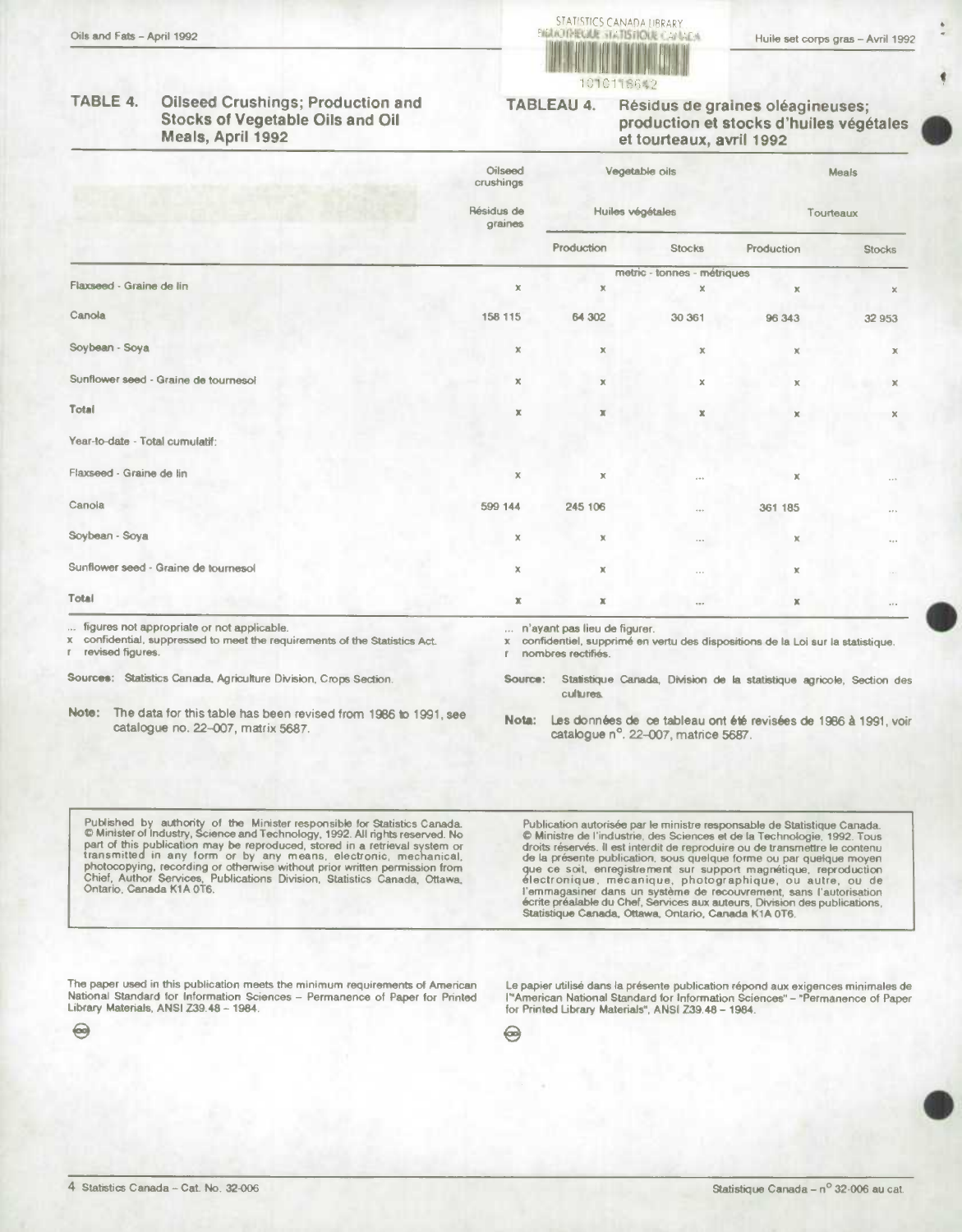## TABLE 4. Oilseed Crushings; Production and Stocks of Vegetable Oils and Oil Meals, April 1992

## TABLEAU 4. Résidus de graines oléagineuses; production et stocks d'huiles végétales et tourteaux, avril 1992

| | Oilseed crushings | Vegetable oils | | Meals | |
|---|---|---|---|---|---|
| | Résidus de graines | Huiles végétales | | Tourteaux | |
| | | Production | Stocks | Production | Stocks |
| | metric - tonnes - métriques | | | | |
| Flaxseed - Graine de lin | x | x | x | x | x |
| Canola | 158 115 | 64 302 | 30 361 | 96 343 | 32 953 |
| Soybean - Soya | x | x | x | x | x |
| Sunflower seed - Graine de tournesol | x | x | x | x | x |
| **Total** | x | x | x | x | x |
| Year-to-date - Total cumulatif: | | | | | |
| Flaxseed - Graine de lin | x | x | ... | x | ... |
| Canola | 599 144 | 245 106 | ... | 361 185 | ... |
| Soybean - Soya | x | x | ... | x | ... |
| Sunflower seed - Graine de tournesol | x | x | ... | x | ... |
| **Total** | x | x | ... | x | ... |

... figures not appropriate or not applicable.
x confidential, suppressed to meet the requirements of the Statistics Act.
r revised figures.

**Sources:** Statistics Canada, Agriculture Division, Crops Section.

**Note:** The data for this table has been revised from 1986 to 1991, see catalogue no. 22-007, matrix 5687.

... n'ayant pas lieu de figurer.
x confidentiel, supprimé en vertu des dispositions de la Loi sur la statistique.
r nombres rectifiés.

**Source:** Statistique Canada, Division de la statistique agricole, Section des cultures.

**Nota:** Les données de ce tableau ont été revisées de 1986 à 1991, voir catalogue n°. 22-007, matrice 5687.

Published by authority of the Minister responsible for Statistics Canada. © Minister of Industry, Science and Technology, 1992. All rights reserved. No part of this publication may be reproduced, stored in a retrieval system or transmitted in any form or by any means, electronic, mechanical, photocopying, recording or otherwise without prior written permission from Chief, Author Services, Publications Division, Statistics Canada, Ottawa, Ontario, Canada K1A 0T6.

Publication autorisée par le ministre responsable de Statistique Canada. © Ministre de l'industrie, des Sciences et de la Technologie, 1992. Tous droits réservés. Il est interdit de reproduire ou de transmettre le contenu de la présente publication, sous quelque forme ou par quelque moyen que ce soit, enregistrement sur support magnétique, reproduction électronique, mécanique, photographique, ou autre, ou de l'emmagasiner dans un système de recouvrement, sans l'autorisation écrite préalable du Chef, Services aux auteurs, Division des publications, Statistique Canada, Ottawa, Ontario, Canada K1A 0T6.

The paper used in this publication meets the minimum requirements of American National Standard for Information Sciences – Permanence of Paper for Printed Library Materials, ANSI Z39.48 – 1984.

Le papier utilisé dans la présente publication répond aux exigences minimales de l'"American National Standard for Information Sciences" – "Permanence of Paper for Printed Library Materials", ANSI Z39.48 – 1984.